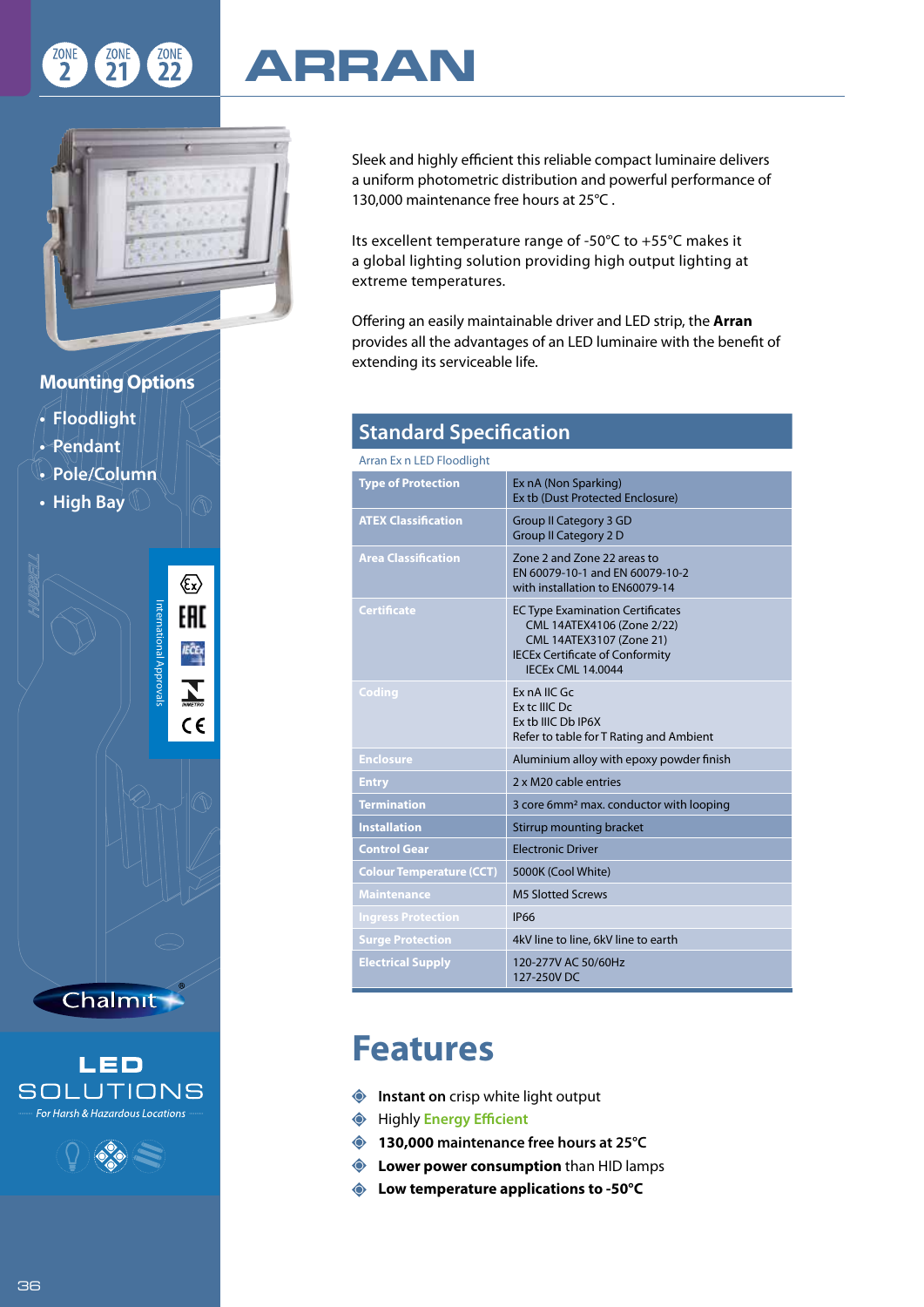ZONE 2 ZONE 21 ZONE 22

# ARRAN

## Mounting Options

- Floodlight
- Pendant
- Pole/Column
- High Bay

International Approvals

Chalmit

**LED SOLUTIONS**

*For Harsh & Hazardous Locations*

Sleek and highly efficient this reliable compact luminaire delivers a uniform photometric distribution and powerful performance of 130,000 maintenance free hours at 25°C .

Its excellent temperature range of -50°C to +55°C makes it a global lighting solution providing high output lighting at extreme temperatures.

Offering an easily maintainable driver and LED strip, the **Arran** provides all the advantages of an LED luminaire with the benefit of extending its serviceable life.

## Standard Specification

Arran Ex n LED Floodlight

| | |
|---|---|
| **Type of Protection** | Ex nA (Non Sparking)<br>Ex tb (Dust Protected Enclosure) |
| **ATEX Classification** | Group II Category 3 GD<br>Group II Category 2 D |
| **Area Classification** | Zone 2 and Zone 22 areas to<br>EN 60079-10-1 and EN 60079-10-2<br>with installation to EN60079-14 |
| **Certificate** | EC Type Examination Certificates<br>CML 14ATEX4106 (Zone 2/22)<br>CML 14ATEX3107 (Zone 21)<br>IECEx Certificate of Conformity<br>IECEx CML 14.0044 |
| **Coding** | Ex nA IIC Gc<br>Ex tc IIIC Dc<br>Ex tb IIIC Db IP6X<br>Refer to table for T Rating and Ambient |
| **Enclosure** | Aluminium alloy with epoxy powder finish |
| **Entry** | 2 x M20 cable entries |
| **Termination** | 3 core 6mm² max. conductor with looping |
| **Installation** | Stirrup mounting bracket |
| **Control Gear** | Electronic Driver |
| **Colour Temperature (CCT)** | 5000K (Cool White) |
| **Maintenance** | M5 Slotted Screws |
| **Ingress Protection** | IP66 |
| **Surge Protection** | 4kV line to line, 6kV line to earth |
| **Electrical Supply** | 120-277V AC 50/60Hz<br>127-250V DC |

# Features

- **Instant on** crisp white light output
- Highly **Energy Efficient**
- **130,000 maintenance free hours at 25°C**
- **Lower power consumption** than HID lamps
- **Low temperature applications to -50°C**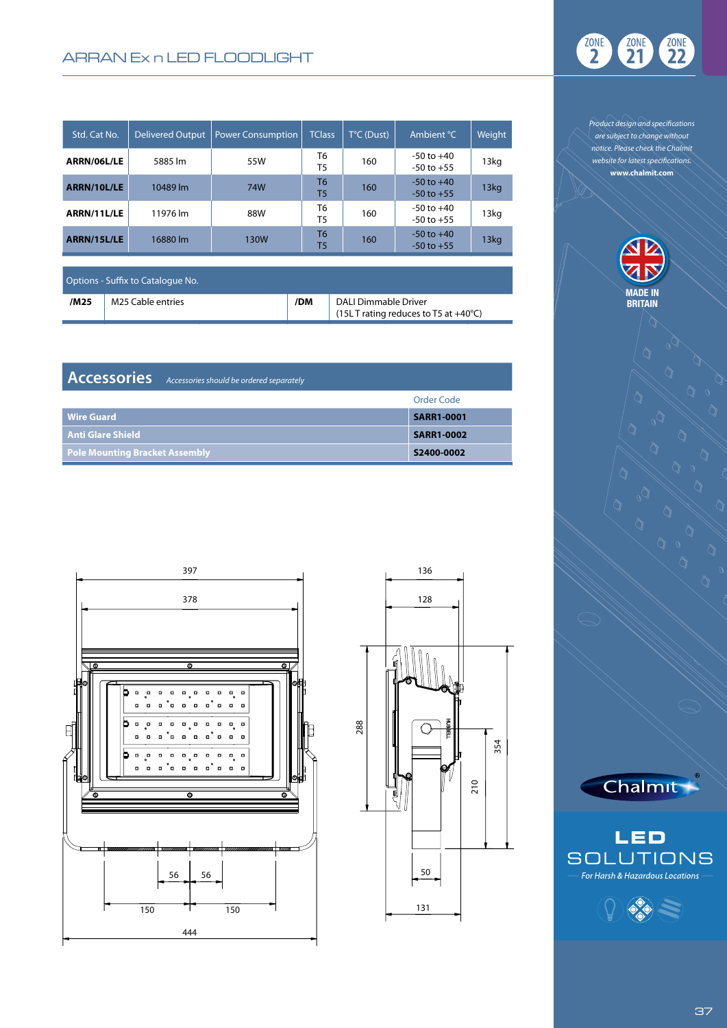# ARRAN Ex n LED FLOODLIGHT

ZONE 2 ZONE 21 ZONE 22

| Std. Cat No. | Delivered Output | Power Consumption | TClass | T°C (Dust) | Ambient °C | Weight |
|---|---|---|---|---|---|---|
| **ARRN/06L/LE** | 5885 lm | 55W | T6<br>T5 | 160 | -50 to +40<br>-50 to +55 | 13kg |
| **ARRN/10L/LE** | 10489 lm | 74W | T6<br>T5 | 160 | -50 to +40<br>-50 to +55 | 13kg |
| **ARRN/11L/LE** | 11976 lm | 88W | T6<br>T5 | 160 | -50 to +40<br>-50 to +55 | 13kg |
| **ARRN/15L/LE** | 16880 lm | 130W | T6<br>T5 | 160 | -50 to +40<br>-50 to +55 | 13kg |

| Options - Suffix to Catalogue No. | | | |
|---|---|---|---|
| **/M25** | M25 Cable entries | **/DM** | DALI Dimmable Driver<br>(15L T rating reduces to T5 at +40°C) |

## Accessories

*Accessories should be ordered separately*

| | Order Code |
|---|---|
| **Wire Guard** | **SARR1-0001** |
| **Anti Glare Shield** | **SARR1-0002** |
| **Pole Mounting Bracket Assembly** | **S2400-0002** |

397
378
56
56
150
150
444

136
128
288
354
210
50
131

*Product design and specifications are subject to change without notice. Please check the Chalmit website for latest specifications.*
**www.chalmit.com**

MADE IN BRITAIN

Chalmit®

**LED SOLUTIONS**
*For Harsh & Hazardous Locations*